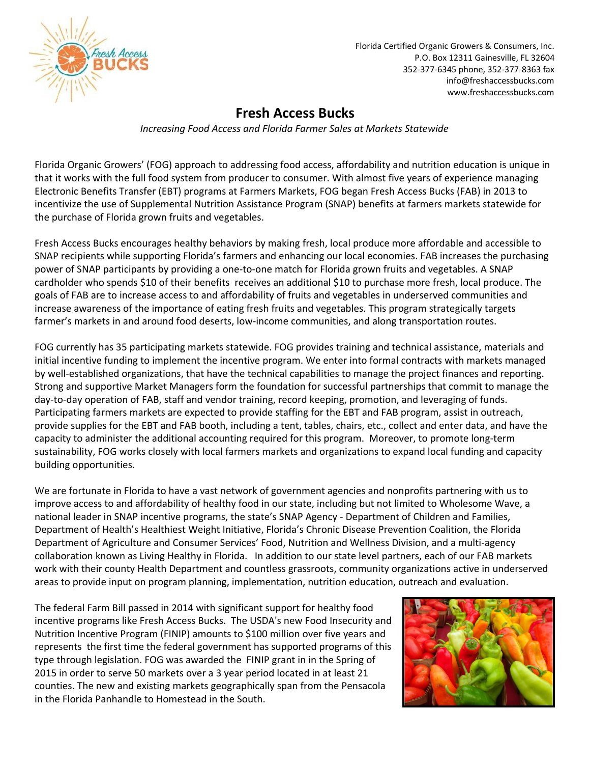Florida Certified Organic Growers & Consumers, Inc.
P.O. Box 12311 Gainesville, FL 32604
352-377-6345 phone, 352-377-8363 fax
info@freshaccessbucks.com
www.freshaccessbucks.com

# Fresh Access Bucks

*Increasing Food Access and Florida Farmer Sales at Markets Statewide*

Florida Organic Growers' (FOG) approach to addressing food access, affordability and nutrition education is unique in that it works with the full food system from producer to consumer. With almost five years of experience managing Electronic Benefits Transfer (EBT) programs at Farmers Markets, FOG began Fresh Access Bucks (FAB) in 2013 to incentivize the use of Supplemental Nutrition Assistance Program (SNAP) benefits at farmers markets statewide for the purchase of Florida grown fruits and vegetables.

Fresh Access Bucks encourages healthy behaviors by making fresh, local produce more affordable and accessible to SNAP recipients while supporting Florida's farmers and enhancing our local economies. FAB increases the purchasing power of SNAP participants by providing a one-to-one match for Florida grown fruits and vegetables. A SNAP cardholder who spends $10 of their benefits receives an additional $10 to purchase more fresh, local produce. The goals of FAB are to increase access to and affordability of fruits and vegetables in underserved communities and increase awareness of the importance of eating fresh fruits and vegetables. This program strategically targets farmer's markets in and around food deserts, low-income communities, and along transportation routes.

FOG currently has 35 participating markets statewide. FOG provides training and technical assistance, materials and initial incentive funding to implement the incentive program. We enter into formal contracts with markets managed by well-established organizations, that have the technical capabilities to manage the project finances and reporting. Strong and supportive Market Managers form the foundation for successful partnerships that commit to manage the day-to-day operation of FAB, staff and vendor training, record keeping, promotion, and leveraging of funds. Participating farmers markets are expected to provide staffing for the EBT and FAB program, assist in outreach, provide supplies for the EBT and FAB booth, including a tent, tables, chairs, etc., collect and enter data, and have the capacity to administer the additional accounting required for this program. Moreover, to promote long-term sustainability, FOG works closely with local farmers markets and organizations to expand local funding and capacity building opportunities.

We are fortunate in Florida to have a vast network of government agencies and nonprofits partnering with us to improve access to and affordability of healthy food in our state, including but not limited to Wholesome Wave, a national leader in SNAP incentive programs, the state's SNAP Agency - Department of Children and Families, Department of Health's Healthiest Weight Initiative, Florida's Chronic Disease Prevention Coalition, the Florida Department of Agriculture and Consumer Services' Food, Nutrition and Wellness Division, and a multi-agency collaboration known as Living Healthy in Florida. In addition to our state level partners, each of our FAB markets work with their county Health Department and countless grassroots, community organizations active in underserved areas to provide input on program planning, implementation, nutrition education, outreach and evaluation.

The federal Farm Bill passed in 2014 with significant support for healthy food incentive programs like Fresh Access Bucks. The USDA's new Food Insecurity and Nutrition Incentive Program (FINIP) amounts to $100 million over five years and represents the first time the federal government has supported programs of this type through legislation. FOG was awarded the FINIP grant in in the Spring of 2015 in order to serve 50 markets over a 3 year period located in at least 21 counties. The new and existing markets geographically span from the Pensacola in the Florida Panhandle to Homestead in the South.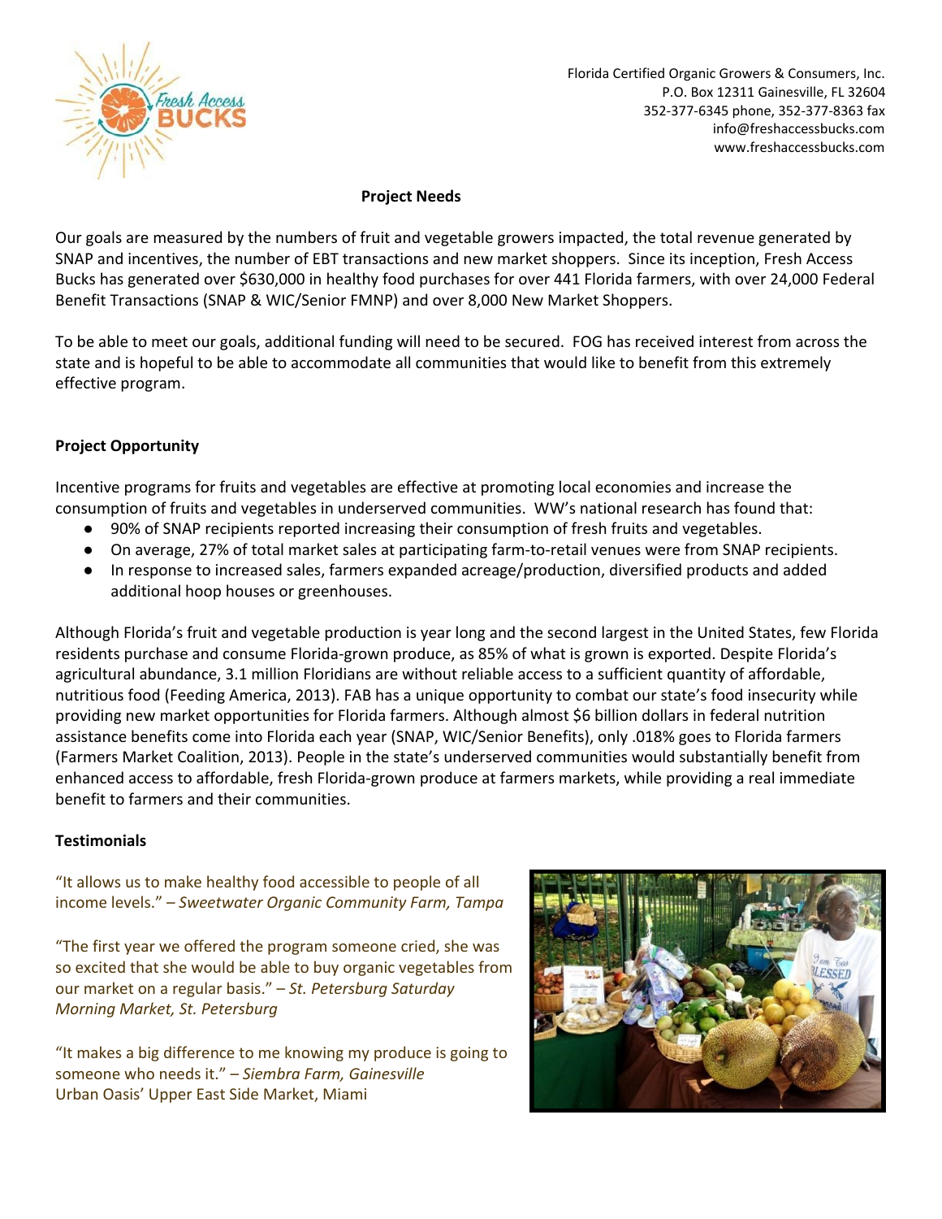Florida Certified Organic Growers & Consumers, Inc.
P.O. Box 12311 Gainesville, FL 32604
352-377-6345 phone, 352-377-8363 fax
info@freshaccessbucks.com
www.freshaccessbucks.com

## Project Needs

Our goals are measured by the numbers of fruit and vegetable growers impacted, the total revenue generated by SNAP and incentives, the number of EBT transactions and new market shoppers. Since its inception, Fresh Access Bucks has generated over $630,000 in healthy food purchases for over 441 Florida farmers, with over 24,000 Federal Benefit Transactions (SNAP & WIC/Senior FMNP) and over 8,000 New Market Shoppers.

To be able to meet our goals, additional funding will need to be secured. FOG has received interest from across the state and is hopeful to be able to accommodate all communities that would like to benefit from this extremely effective program.

## Project Opportunity

Incentive programs for fruits and vegetables are effective at promoting local economies and increase the consumption of fruits and vegetables in underserved communities. WW's national research has found that:

- 90% of SNAP recipients reported increasing their consumption of fresh fruits and vegetables.
- On average, 27% of total market sales at participating farm-to-retail venues were from SNAP recipients.
- In response to increased sales, farmers expanded acreage/production, diversified products and added additional hoop houses or greenhouses.

Although Florida's fruit and vegetable production is year long and the second largest in the United States, few Florida residents purchase and consume Florida-grown produce, as 85% of what is grown is exported. Despite Florida's agricultural abundance, 3.1 million Floridians are without reliable access to a sufficient quantity of affordable, nutritious food (Feeding America, 2013). FAB has a unique opportunity to combat our state's food insecurity while providing new market opportunities for Florida farmers. Although almost $6 billion dollars in federal nutrition assistance benefits come into Florida each year (SNAP, WIC/Senior Benefits), only .018% goes to Florida farmers (Farmers Market Coalition, 2013). People in the state's underserved communities would substantially benefit from enhanced access to affordable, fresh Florida-grown produce at farmers markets, while providing a real immediate benefit to farmers and their communities.

## Testimonials

"It allows us to make healthy food accessible to people of all income levels." – *Sweetwater Organic Community Farm, Tampa*

"The first year we offered the program someone cried, she was so excited that she would be able to buy organic vegetables from our market on a regular basis." – *St. Petersburg Saturday Morning Market, St. Petersburg*

"It makes a big difference to me knowing my produce is going to someone who needs it." – *Siembra Farm, Gainesville*

Urban Oasis' Upper East Side Market, Miami